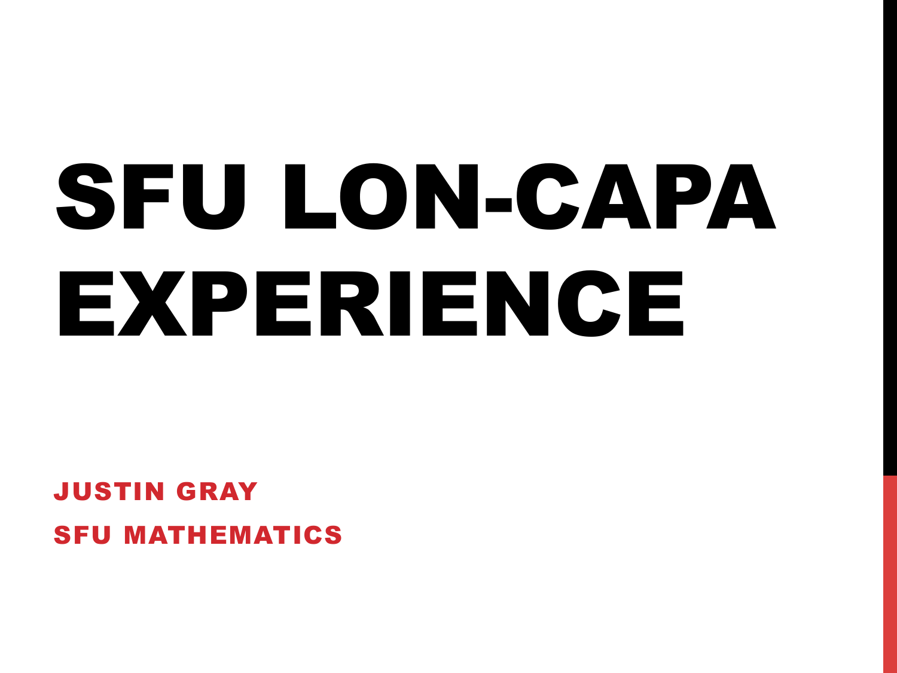# SFU LON-CAPA EXPERIENCE

**JUSTIN GRAY**

**SFU MATHEMATICS**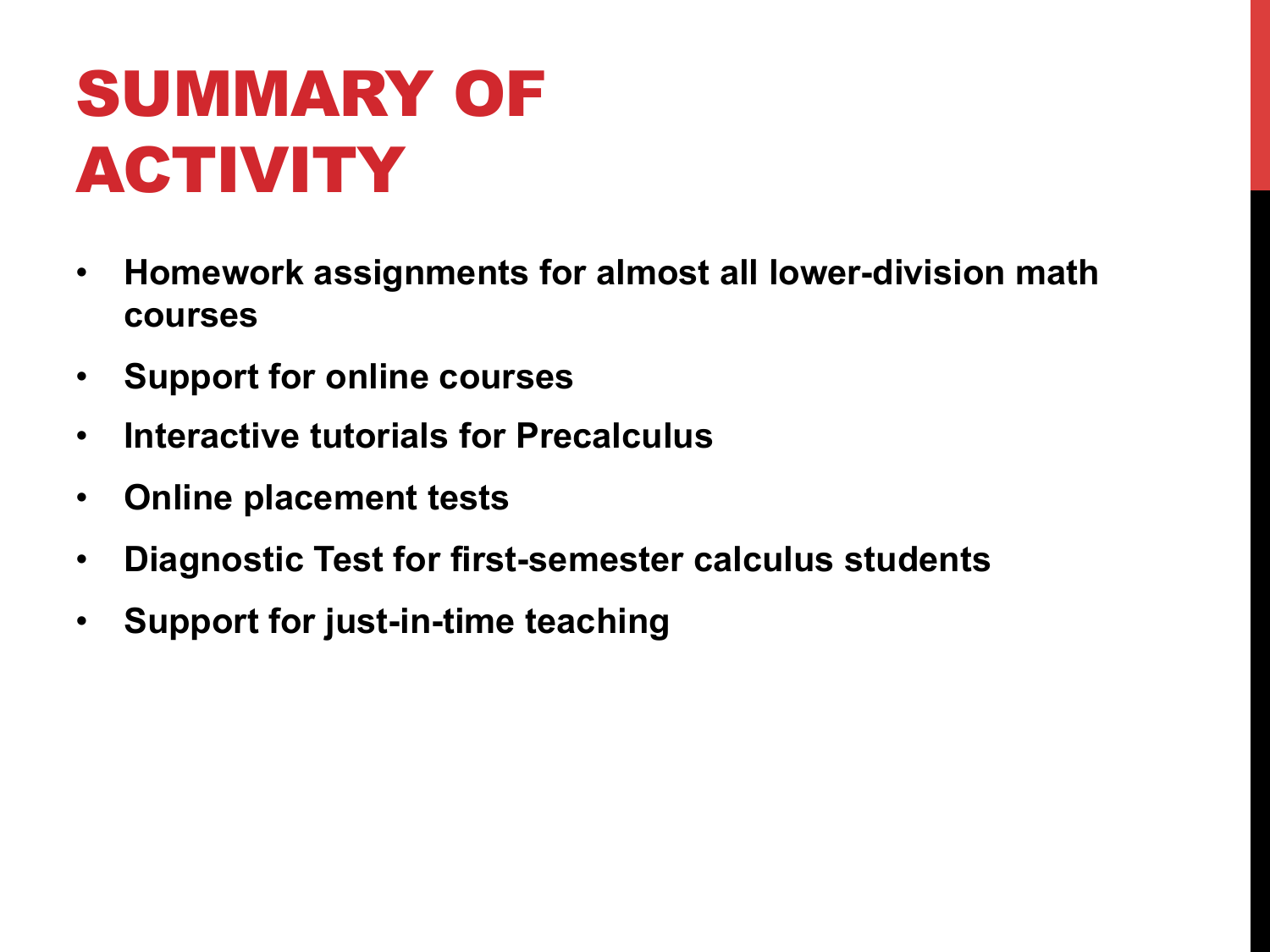# SUMMARY OF ACTIVITY

- **Homework assignments for almost all lower-division math courses**
- **Support for online courses**
- **Interactive tutorials for Precalculus**
- **Online placement tests**
- **Diagnostic Test for first-semester calculus students**
- **Support for just-in-time teaching**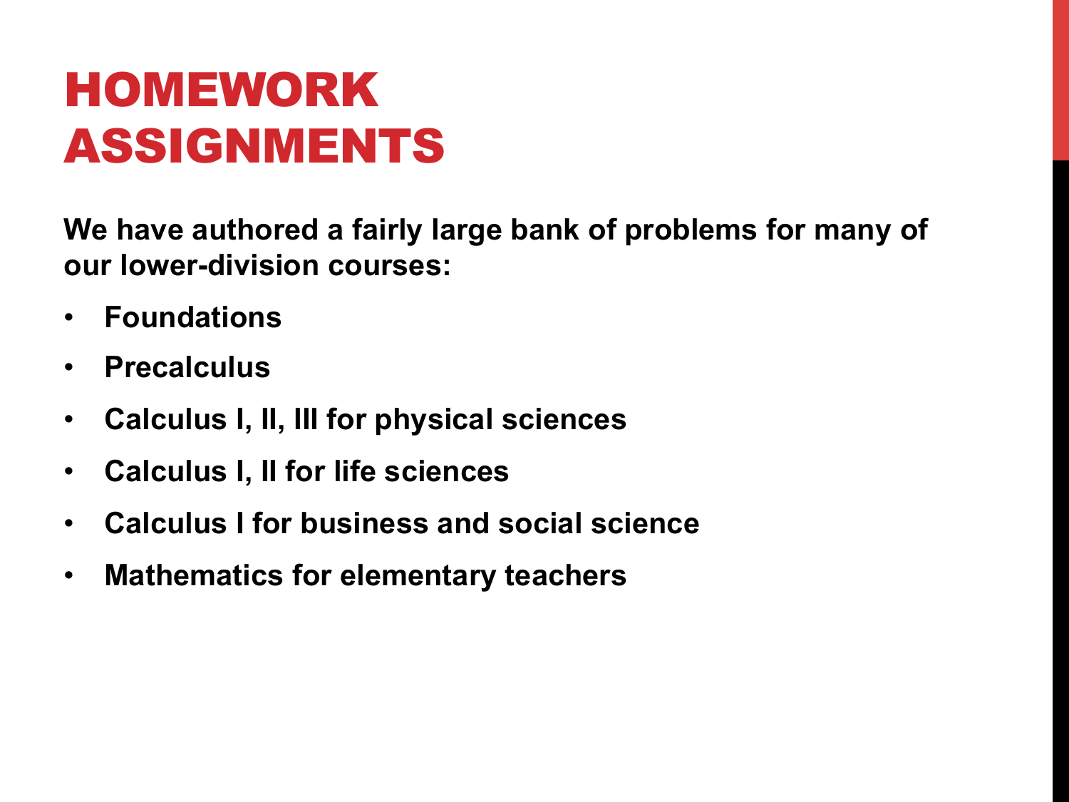# HOMEWORK ASSIGNMENTS

**We have authored a fairly large bank of problems for many of our lower-division courses:**

- **Foundations**
- **Precalculus**
- **Calculus I, II, III for physical sciences**
- **Calculus I, II for life sciences**
- **Calculus I for business and social science**
- **Mathematics for elementary teachers**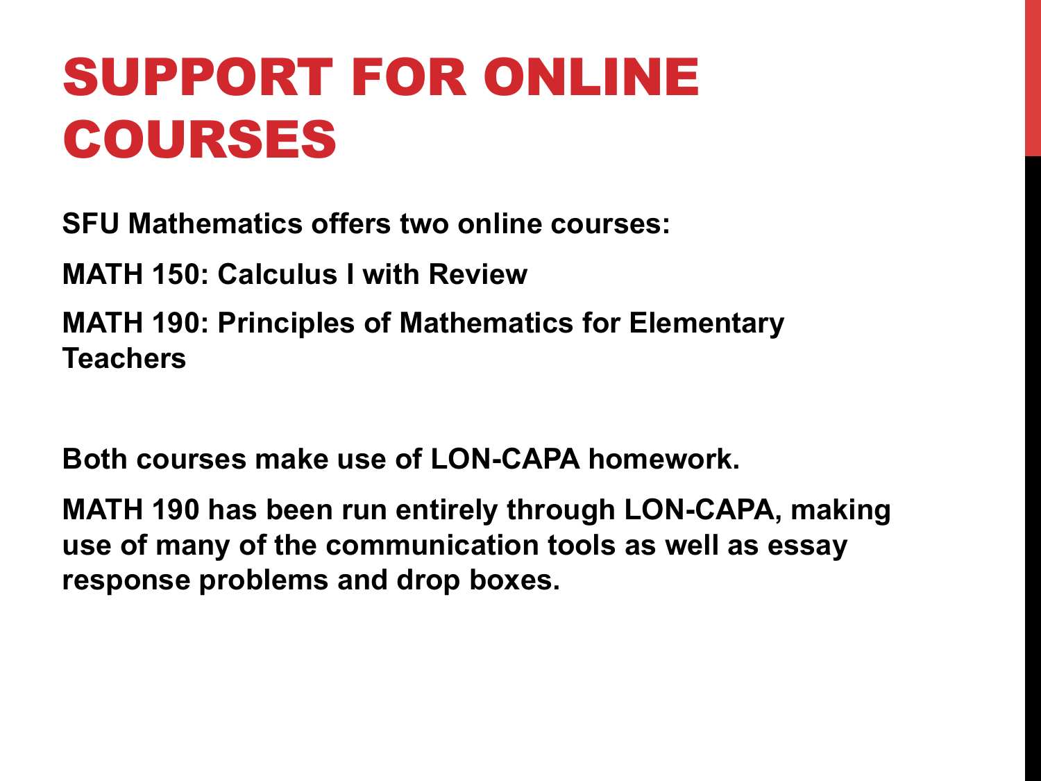# SUPPORT FOR ONLINE COURSES

**SFU Mathematics offers two online courses:**

**MATH 150: Calculus I with Review**

**MATH 190: Principles of Mathematics for Elementary Teachers**

**Both courses make use of LON-CAPA homework.**

**MATH 190 has been run entirely through LON-CAPA, making use of many of the communication tools as well as essay response problems and drop boxes.**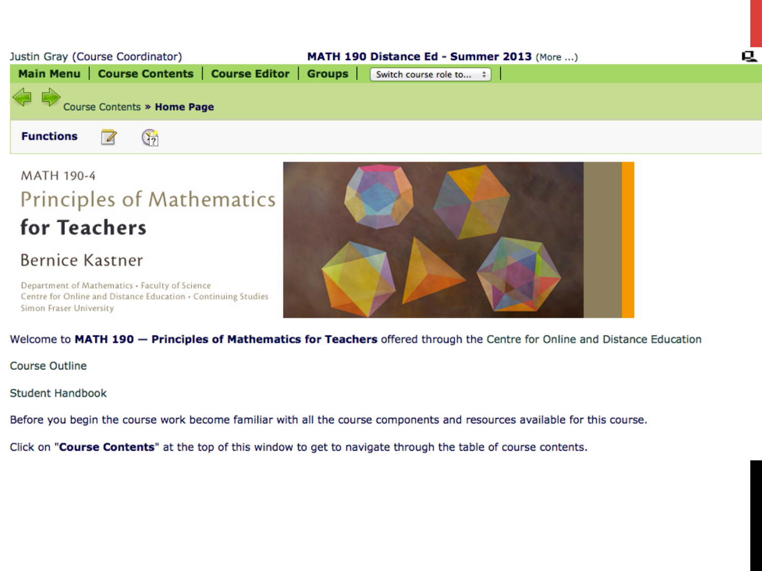Justin Gray (Course Coordinator) **MATH 190 Distance Ed - Summer 2013** (More ...)

**Main Menu** | **Course Contents** | **Course Editor** | **Groups** | Switch course role to...

Course Contents » **Home Page**

**Functions**

MATH 190-4

# Principles of Mathematics for Teachers

Bernice Kastner

Department of Mathematics • Faculty of Science
Centre for Online and Distance Education • Continuing Studies
Simon Fraser University

Welcome to **MATH 190 — Principles of Mathematics for Teachers** offered through the Centre for Online and Distance Education

Course Outline

Student Handbook

Before you begin the course work become familiar with all the course components and resources available for this course.

Click on "**Course Contents**" at the top of this window to get to navigate through the table of course contents.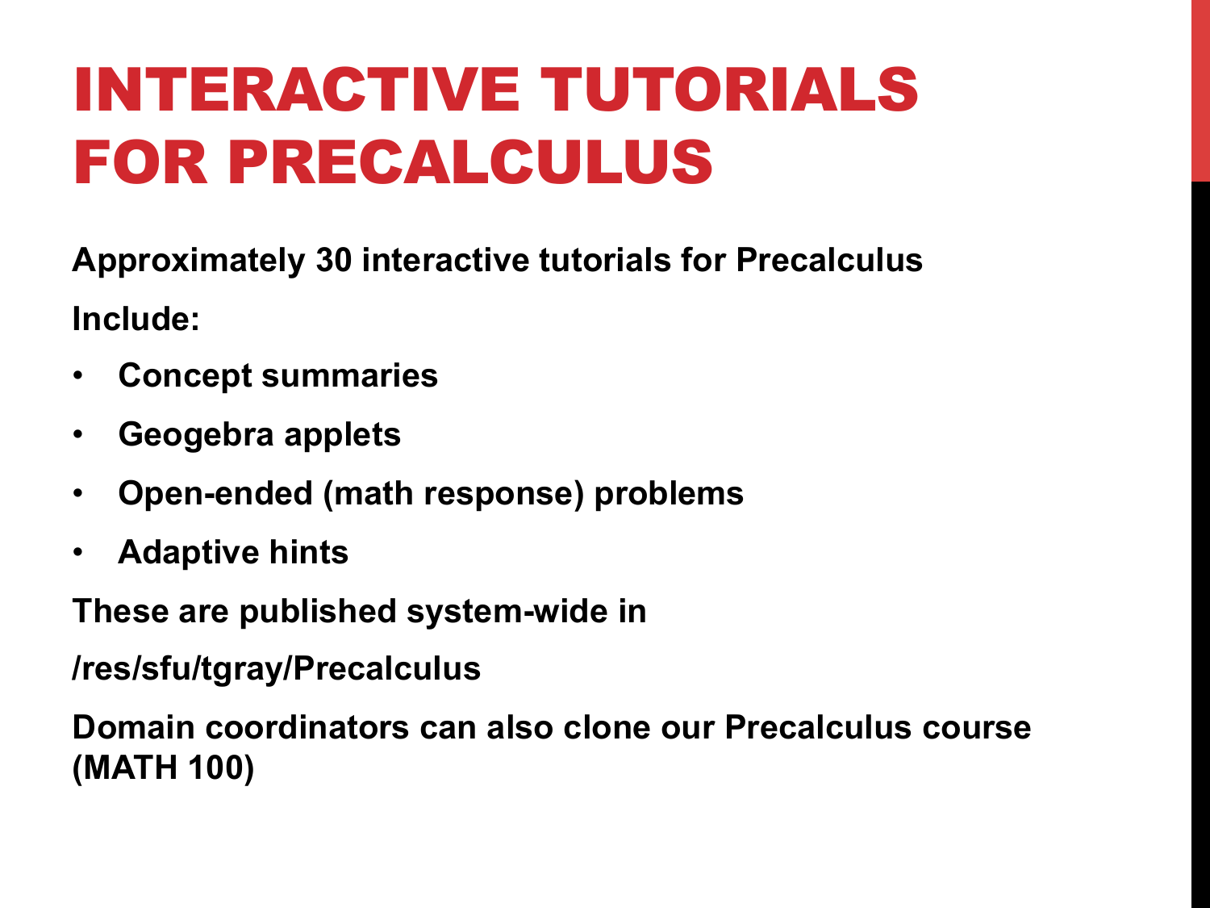# INTERACTIVE TUTORIALS FOR PRECALCULUS

**Approximately 30 interactive tutorials for Precalculus**

**Include:**

- **Concept summaries**
- **Geogebra applets**
- **Open-ended (math response) problems**
- **Adaptive hints**

**These are published system-wide in**

**/res/sfu/tgray/Precalculus**

**Domain coordinators can also clone our Precalculus course (MATH 100)**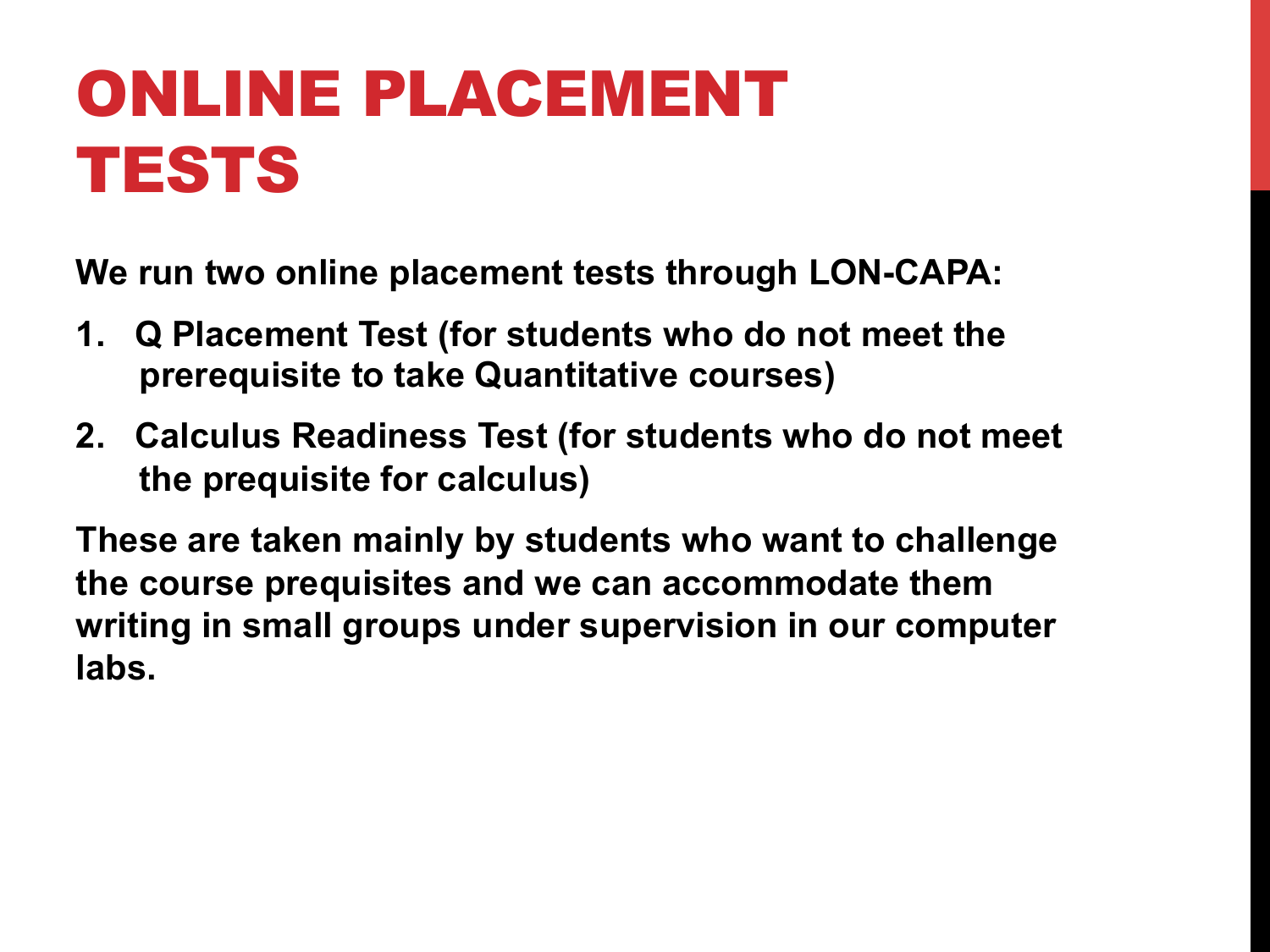# ONLINE PLACEMENT TESTS

**We run two online placement tests through LON-CAPA:**

1. **Q Placement Test (for students who do not meet the prerequisite to take Quantitative courses)**
2. **Calculus Readiness Test (for students who do not meet the prequisite for calculus)**

**These are taken mainly by students who want to challenge the course prerequisites and we can accommodate them writing in small groups under supervision in our computer labs.**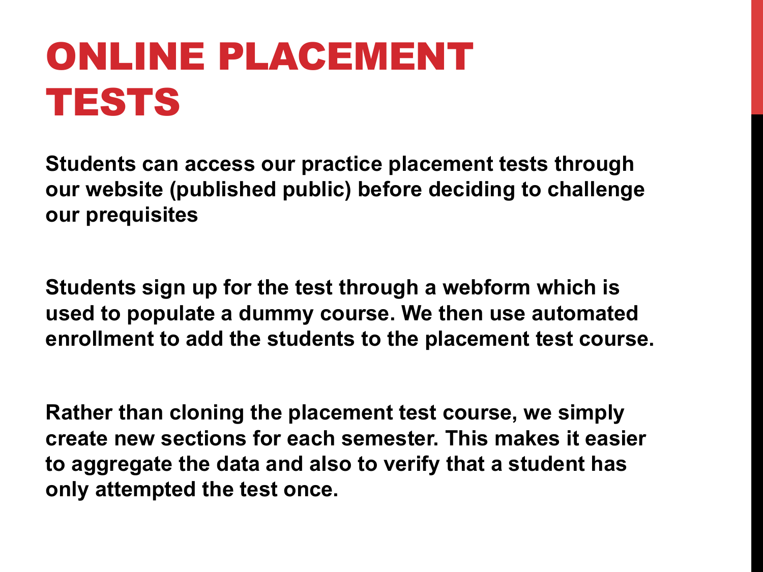# ONLINE PLACEMENT TESTS

**Students can access our practice placement tests through our website (published public) before deciding to challenge our prequisites**

**Students sign up for the test through a webform which is used to populate a dummy course. We then use automated enrollment to add the students to the placement test course.**

**Rather than cloning the placement test course, we simply create new sections for each semester. This makes it easier to aggregate the data and also to verify that a student has only attempted the test once.**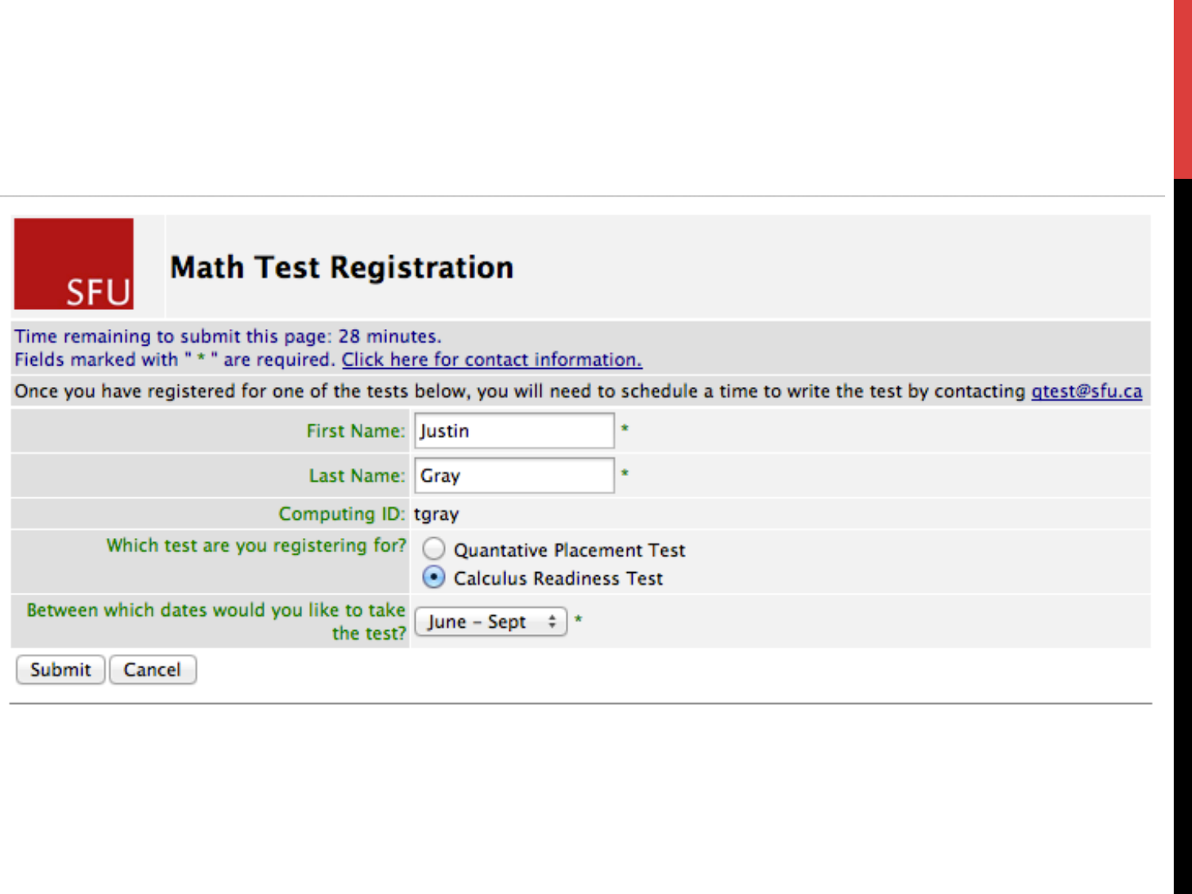# Math Test Registration

SFU

Time remaining to submit this page: 28 minutes.
Fields marked with " * " are required. Click here for contact information.

Once you have registered for one of the tests below, you will need to schedule a time to write the test by contacting qtest@sfu.ca

| | |
|---|---|
| First Name: | Justin * |
| Last Name: | Gray * |
| Computing ID: | tgray |
| Which test are you registering for? | ○ Quantative Placement Test<br>● Calculus Readiness Test |
| Between which dates would you like to take the test? | June – Sept * |

Submit | Cancel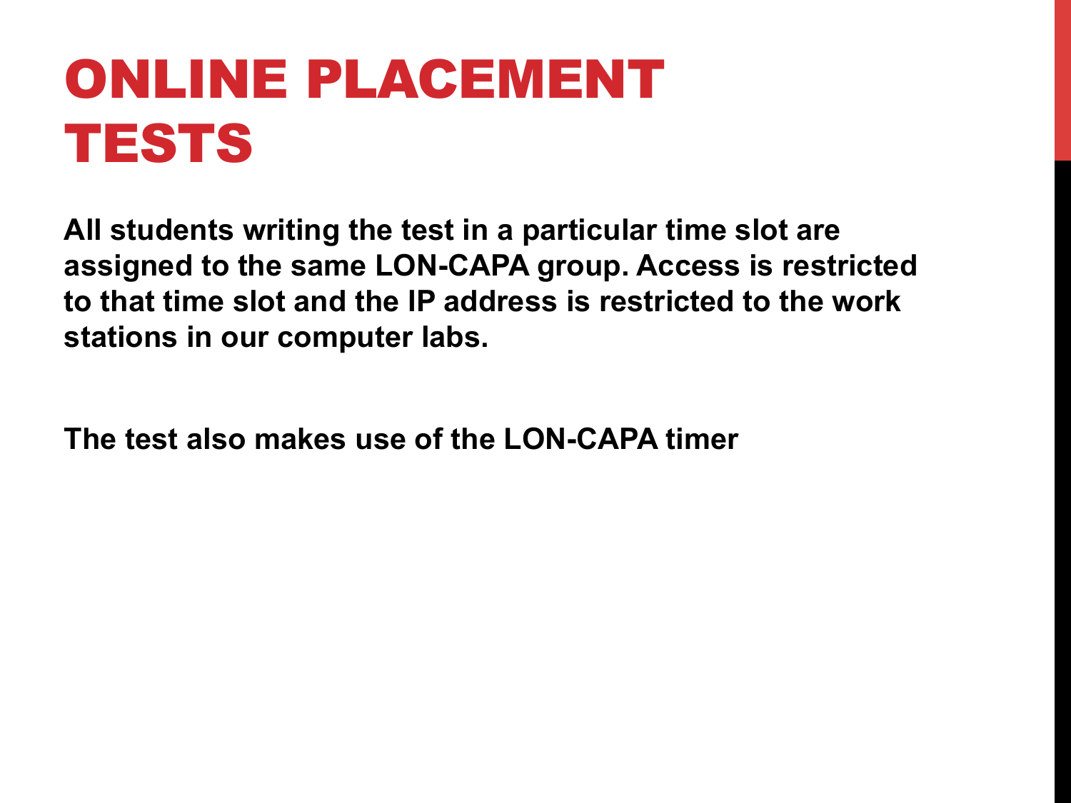# ONLINE PLACEMENT TESTS

**All students writing the test in a particular time slot are assigned to the same LON-CAPA group. Access is restricted to that time slot and the IP address is restricted to the work stations in our computer labs.**

**The test also makes use of the LON-CAPA timer**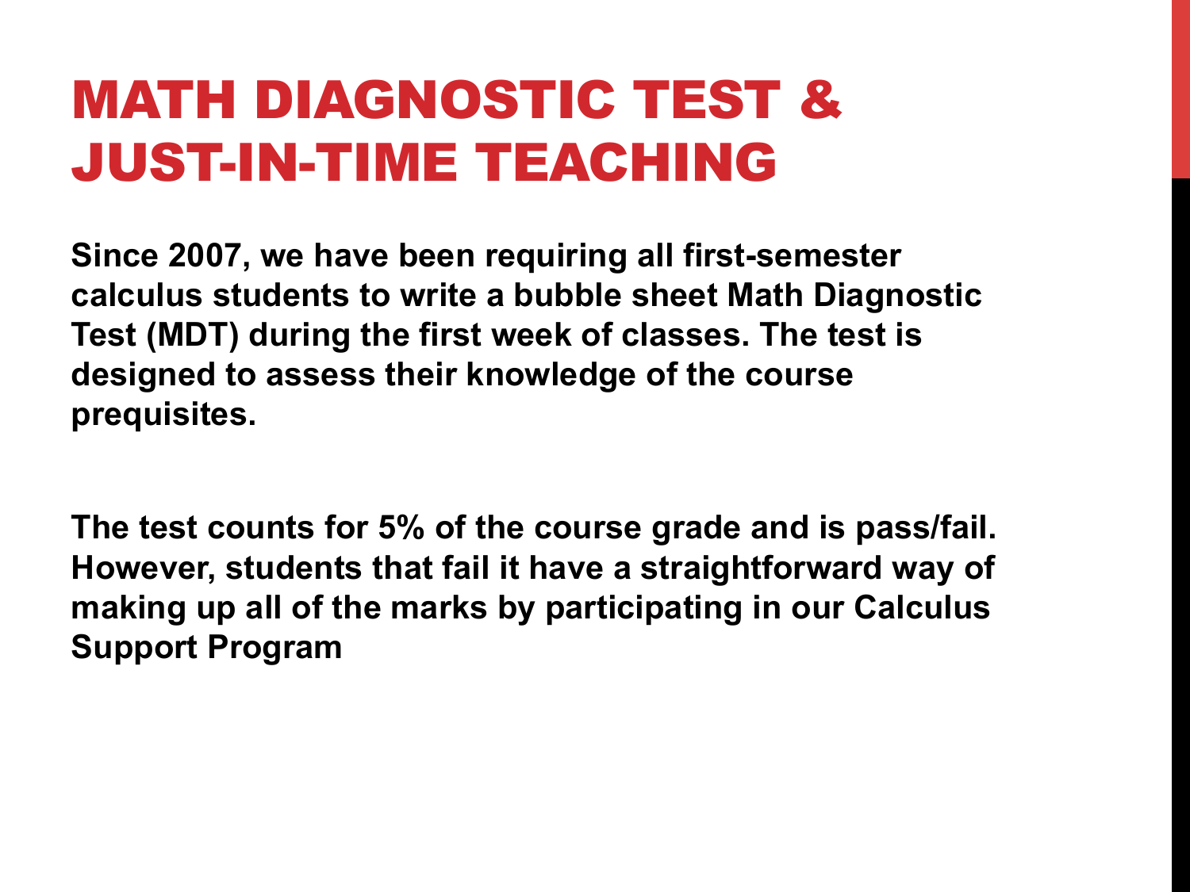# MATH DIAGNOSTIC TEST & JUST-IN-TIME TEACHING

**Since 2007, we have been requiring all first-semester calculus students to write a bubble sheet Math Diagnostic Test (MDT) during the first week of classes. The test is designed to assess their knowledge of the course prerequisites.**

**The test counts for 5% of the course grade and is pass/fail. However, students that fail it have a straightforward way of making up all of the marks by participating in our Calculus Support Program**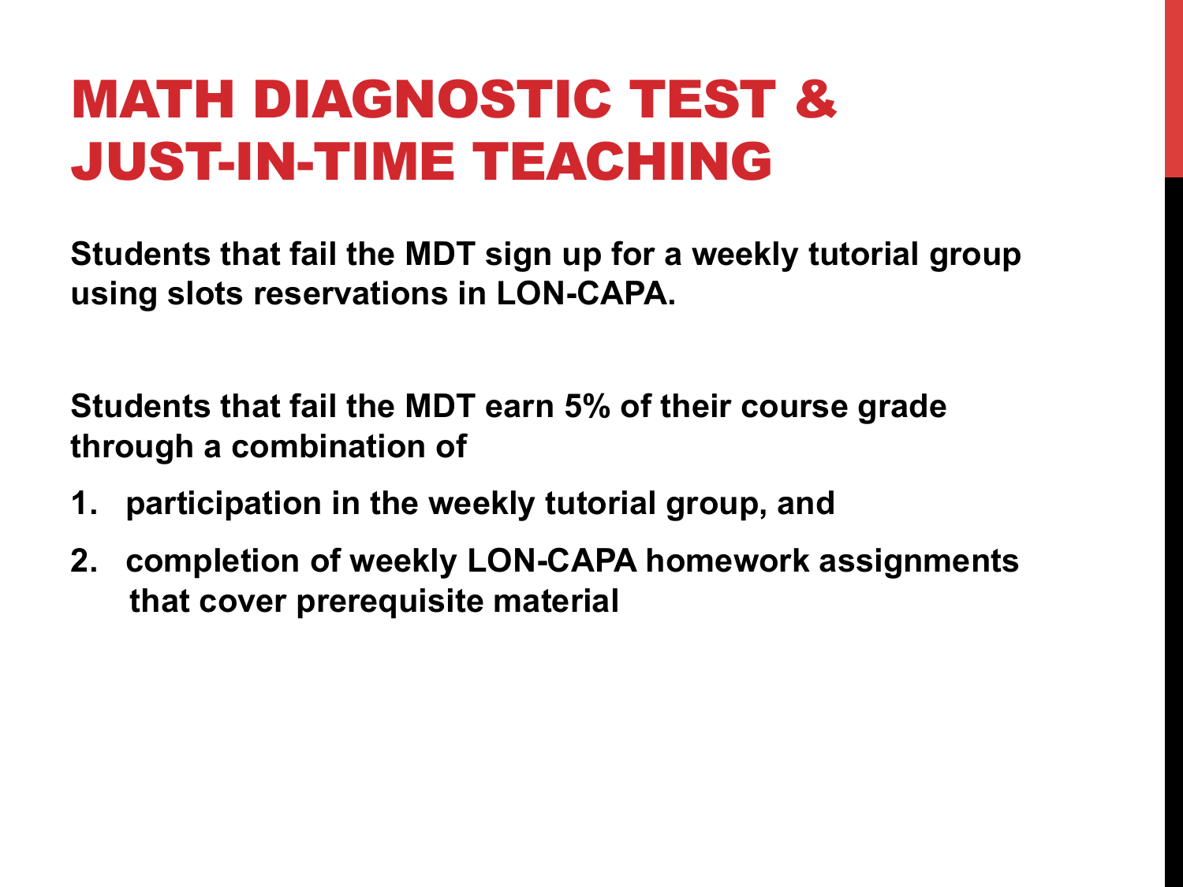# MATH DIAGNOSTIC TEST & JUST-IN-TIME TEACHING

**Students that fail the MDT sign up for a weekly tutorial group using slots reservations in LON-CAPA.**

**Students that fail the MDT earn 5% of their course grade through a combination of**

1. **participation in the weekly tutorial group, and**
2. **completion of weekly LON-CAPA homework assignments that cover prerequisite material**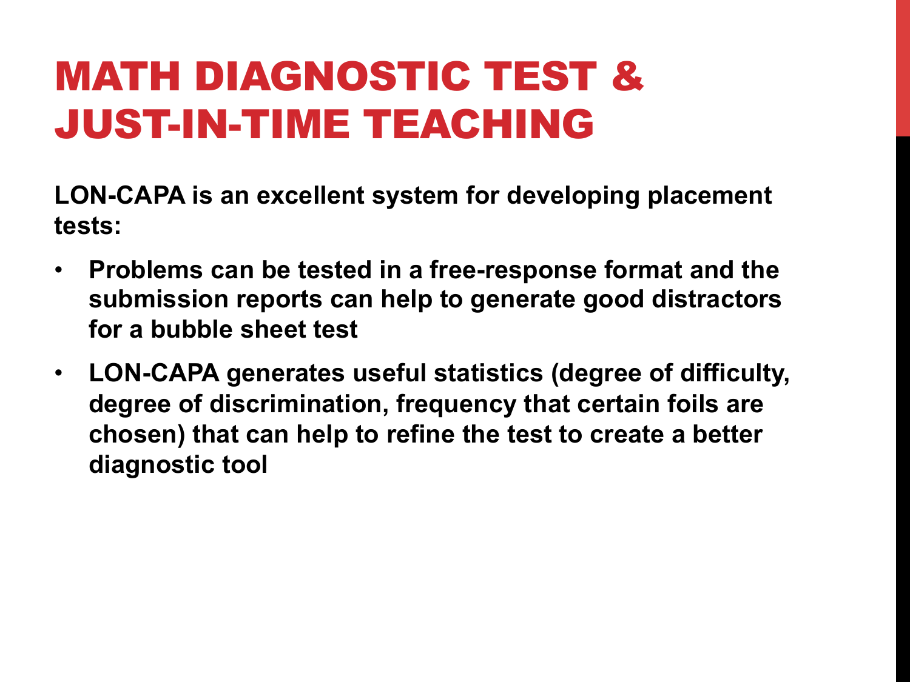# MATH DIAGNOSTIC TEST & JUST-IN-TIME TEACHING

**LON-CAPA is an excellent system for developing placement tests:**

- **Problems can be tested in a free-response format and the submission reports can help to generate good distractors for a bubble sheet test**
- **LON-CAPA generates useful statistics (degree of difficulty, degree of discrimination, frequency that certain foils are chosen) that can help to refine the test to create a better diagnostic tool**